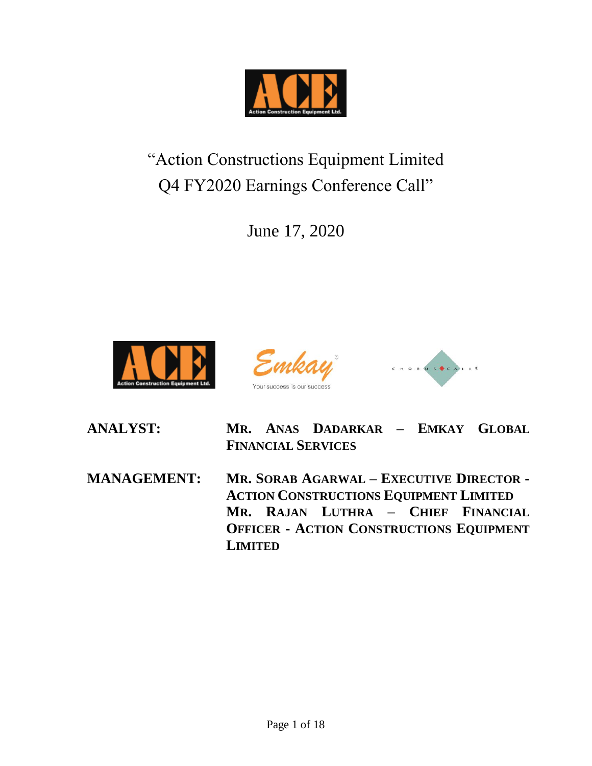# "Action Constructions Equipment Limited Q4 FY2020 Earnings Conference Call"

June 17, 2020

**ANALYST:** MR. ANAS DADARKAR – EMKAY GLOBAL FINANCIAL SERVICES

**MANAGEMENT:** MR. SORAB AGARWAL – EXECUTIVE DIRECTOR - ACTION CONSTRUCTIONS EQUIPMENT LIMITED

MR. RAJAN LUTHRA – CHIEF FINANCIAL OFFICER - ACTION CONSTRUCTIONS EQUIPMENT LIMITED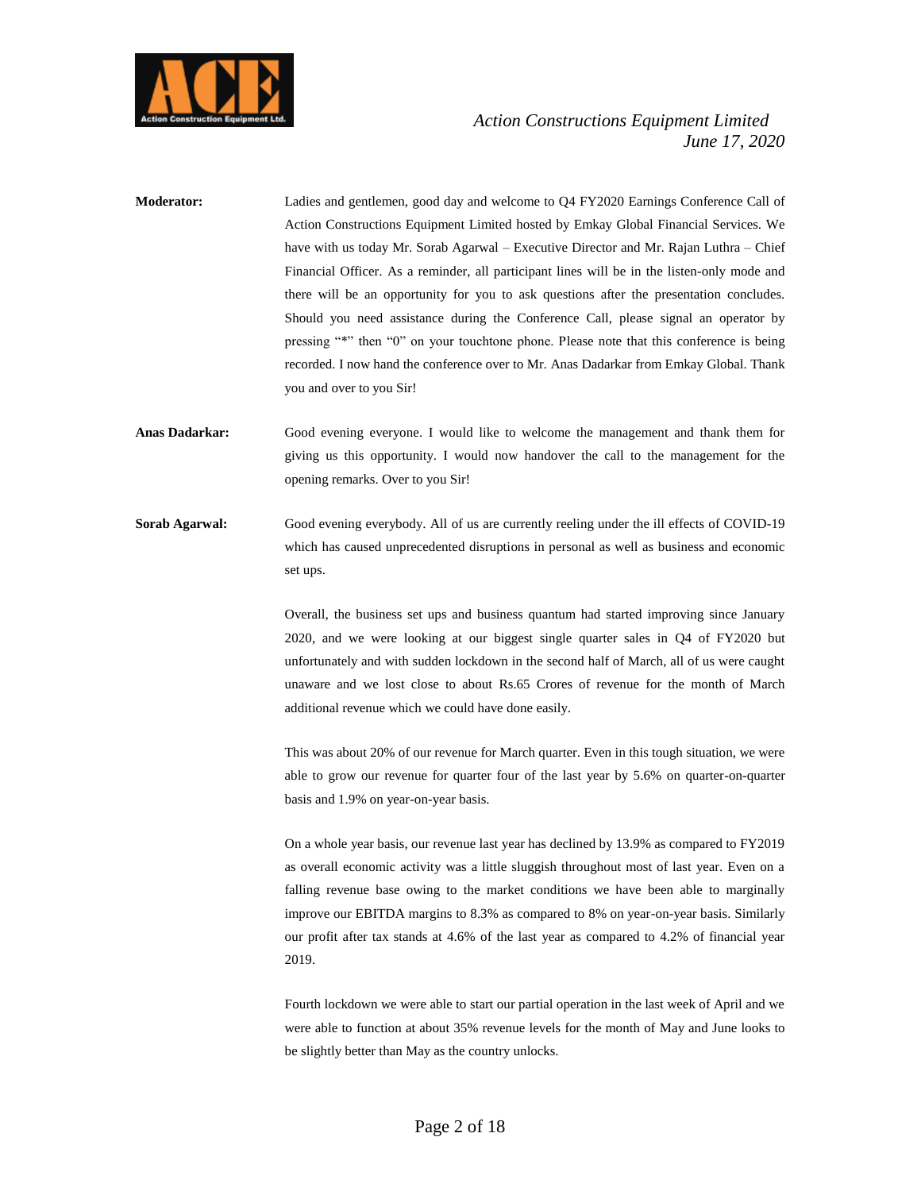**Moderator:** Ladies and gentlemen, good day and welcome to Q4 FY2020 Earnings Conference Call of Action Constructions Equipment Limited hosted by Emkay Global Financial Services. We have with us today Mr. Sorab Agarwal – Executive Director and Mr. Rajan Luthra – Chief Financial Officer. As a reminder, all participant lines will be in the listen-only mode and there will be an opportunity for you to ask questions after the presentation concludes. Should you need assistance during the Conference Call, please signal an operator by pressing "*" then "0" on your touchtone phone. Please note that this conference is being recorded. I now hand the conference over to Mr. Anas Dadarkar from Emkay Global. Thank you and over to you Sir!

**Anas Dadarkar:** Good evening everyone. I would like to welcome the management and thank them for giving us this opportunity. I would now handover the call to the management for the opening remarks. Over to you Sir!

**Sorab Agarwal:** Good evening everybody. All of us are currently reeling under the ill effects of COVID-19 which has caused unprecedented disruptions in personal as well as business and economic set ups.

Overall, the business set ups and business quantum had started improving since January 2020, and we were looking at our biggest single quarter sales in Q4 of FY2020 but unfortunately and with sudden lockdown in the second half of March, all of us were caught unaware and we lost close to about Rs.65 Crores of revenue for the month of March additional revenue which we could have done easily.

This was about 20% of our revenue for March quarter. Even in this tough situation, we were able to grow our revenue for quarter four of the last year by 5.6% on quarter-on-quarter basis and 1.9% on year-on-year basis.

On a whole year basis, our revenue last year has declined by 13.9% as compared to FY2019 as overall economic activity was a little sluggish throughout most of last year. Even on a falling revenue base owing to the market conditions we have been able to marginally improve our EBITDA margins to 8.3% as compared to 8% on year-on-year basis. Similarly our profit after tax stands at 4.6% of the last year as compared to 4.2% of financial year 2019.

Fourth lockdown we were able to start our partial operation in the last week of April and we were able to function at about 35% revenue levels for the month of May and June looks to be slightly better than May as the country unlocks.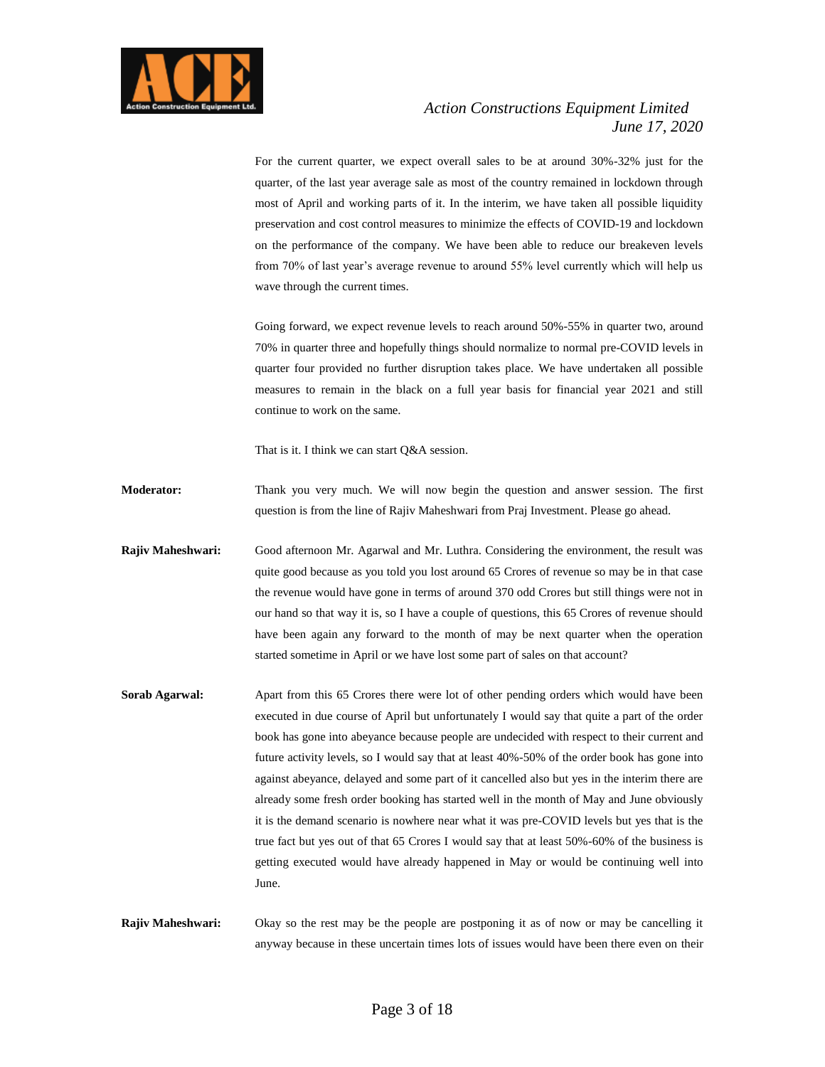For the current quarter, we expect overall sales to be at around 30%-32% just for the quarter, of the last year average sale as most of the country remained in lockdown through most of April and working parts of it. In the interim, we have taken all possible liquidity preservation and cost control measures to minimize the effects of COVID-19 and lockdown on the performance of the company. We have been able to reduce our breakeven levels from 70% of last year's average revenue to around 55% level currently which will help us wave through the current times.

Going forward, we expect revenue levels to reach around 50%-55% in quarter two, around 70% in quarter three and hopefully things should normalize to normal pre-COVID levels in quarter four provided no further disruption takes place. We have undertaken all possible measures to remain in the black on a full year basis for financial year 2021 and still continue to work on the same.

That is it. I think we can start Q&A session.

**Moderator:** Thank you very much. We will now begin the question and answer session. The first question is from the line of Rajiv Maheshwari from Praj Investment. Please go ahead.

**Rajiv Maheshwari:** Good afternoon Mr. Agarwal and Mr. Luthra. Considering the environment, the result was quite good because as you told you lost around 65 Crores of revenue so may be in that case the revenue would have gone in terms of around 370 odd Crores but still things were not in our hand so that way it is, so I have a couple of questions, this 65 Crores of revenue should have been again any forward to the month of may be next quarter when the operation started sometime in April or we have lost some part of sales on that account?

**Sorab Agarwal:** Apart from this 65 Crores there were lot of other pending orders which would have been executed in due course of April but unfortunately I would say that quite a part of the order book has gone into abeyance because people are undecided with respect to their current and future activity levels, so I would say that at least 40%-50% of the order book has gone into against abeyance, delayed and some part of it cancelled also but yes in the interim there are already some fresh order booking has started well in the month of May and June obviously it is the demand scenario is nowhere near what it was pre-COVID levels but yes that is the true fact but yes out of that 65 Crores I would say that at least 50%-60% of the business is getting executed would have already happened in May or would be continuing well into June.

**Rajiv Maheshwari:** Okay so the rest may be the people are postponing it as of now or may be cancelling it anyway because in these uncertain times lots of issues would have been there even on their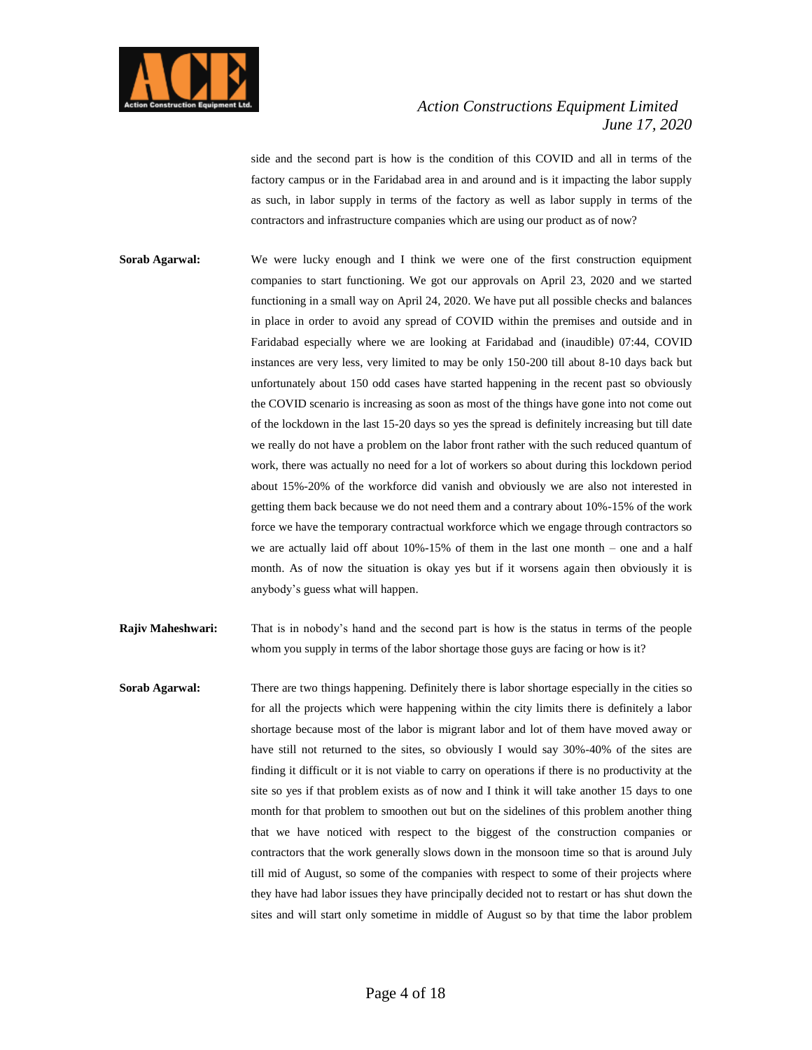side and the second part is how is the condition of this COVID and all in terms of the factory campus or in the Faridabad area in and around and is it impacting the labor supply as such, in labor supply in terms of the factory as well as labor supply in terms of the contractors and infrastructure companies which are using our product as of now?

**Sorab Agarwal:** We were lucky enough and I think we were one of the first construction equipment companies to start functioning. We got our approvals on April 23, 2020 and we started functioning in a small way on April 24, 2020. We have put all possible checks and balances in place in order to avoid any spread of COVID within the premises and outside and in Faridabad especially where we are looking at Faridabad and (inaudible) 07:44, COVID instances are very less, very limited to may be only 150-200 till about 8-10 days back but unfortunately about 150 odd cases have started happening in the recent past so obviously the COVID scenario is increasing as soon as most of the things have gone into not come out of the lockdown in the last 15-20 days so yes the spread is definitely increasing but till date we really do not have a problem on the labor front rather with the such reduced quantum of work, there was actually no need for a lot of workers so about during this lockdown period about 15%-20% of the workforce did vanish and obviously we are also not interested in getting them back because we do not need them and a contrary about 10%-15% of the work force we have the temporary contractual workforce which we engage through contractors so we are actually laid off about 10%-15% of them in the last one month – one and a half month. As of now the situation is okay yes but if it worsens again then obviously it is anybody's guess what will happen.

**Rajiv Maheshwari:** That is in nobody's hand and the second part is how is the status in terms of the people whom you supply in terms of the labor shortage those guys are facing or how is it?

**Sorab Agarwal:** There are two things happening. Definitely there is labor shortage especially in the cities so for all the projects which were happening within the city limits there is definitely a labor shortage because most of the labor is migrant labor and lot of them have moved away or have still not returned to the sites, so obviously I would say 30%-40% of the sites are finding it difficult or it is not viable to carry on operations if there is no productivity at the site so yes if that problem exists as of now and I think it will take another 15 days to one month for that problem to smoothen out but on the sidelines of this problem another thing that we have noticed with respect to the biggest of the construction companies or contractors that the work generally slows down in the monsoon time so that is around July till mid of August, so some of the companies with respect to some of their projects where they have had labor issues they have principally decided not to restart or has shut down the sites and will start only sometime in middle of August so by that time the labor problem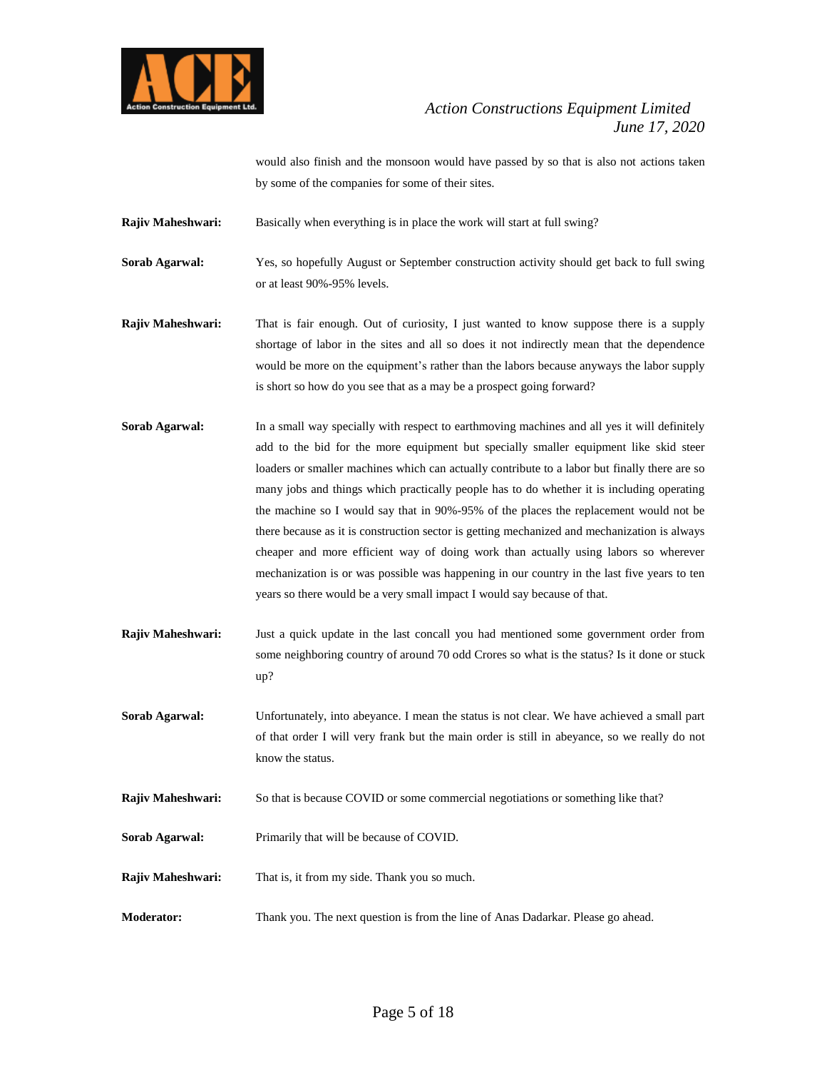would also finish and the monsoon would have passed by so that is also not actions taken by some of the companies for some of their sites.

**Rajiv Maheshwari:** Basically when everything is in place the work will start at full swing?

**Sorab Agarwal:** Yes, so hopefully August or September construction activity should get back to full swing or at least 90%-95% levels.

**Rajiv Maheshwari:** That is fair enough. Out of curiosity, I just wanted to know suppose there is a supply shortage of labor in the sites and all so does it not indirectly mean that the dependence would be more on the equipment's rather than the labors because anyways the labor supply is short so how do you see that as a may be a prospect going forward?

**Sorab Agarwal:** In a small way specially with respect to earthmoving machines and all yes it will definitely add to the bid for the more equipment but specially smaller equipment like skid steer loaders or smaller machines which can actually contribute to a labor but finally there are so many jobs and things which practically people has to do whether it is including operating the machine so I would say that in 90%-95% of the places the replacement would not be there because as it is construction sector is getting mechanized and mechanization is always cheaper and more efficient way of doing work than actually using labors so wherever mechanization is or was possible was happening in our country in the last five years to ten years so there would be a very small impact I would say because of that.

**Rajiv Maheshwari:** Just a quick update in the last concall you had mentioned some government order from some neighboring country of around 70 odd Crores so what is the status? Is it done or stuck up?

**Sorab Agarwal:** Unfortunately, into abeyance. I mean the status is not clear. We have achieved a small part of that order I will very frank but the main order is still in abeyance, so we really do not know the status.

**Rajiv Maheshwari:** So that is because COVID or some commercial negotiations or something like that?

**Sorab Agarwal:** Primarily that will be because of COVID.

**Rajiv Maheshwari:** That is, it from my side. Thank you so much.

**Moderator:** Thank you. The next question is from the line of Anas Dadarkar. Please go ahead.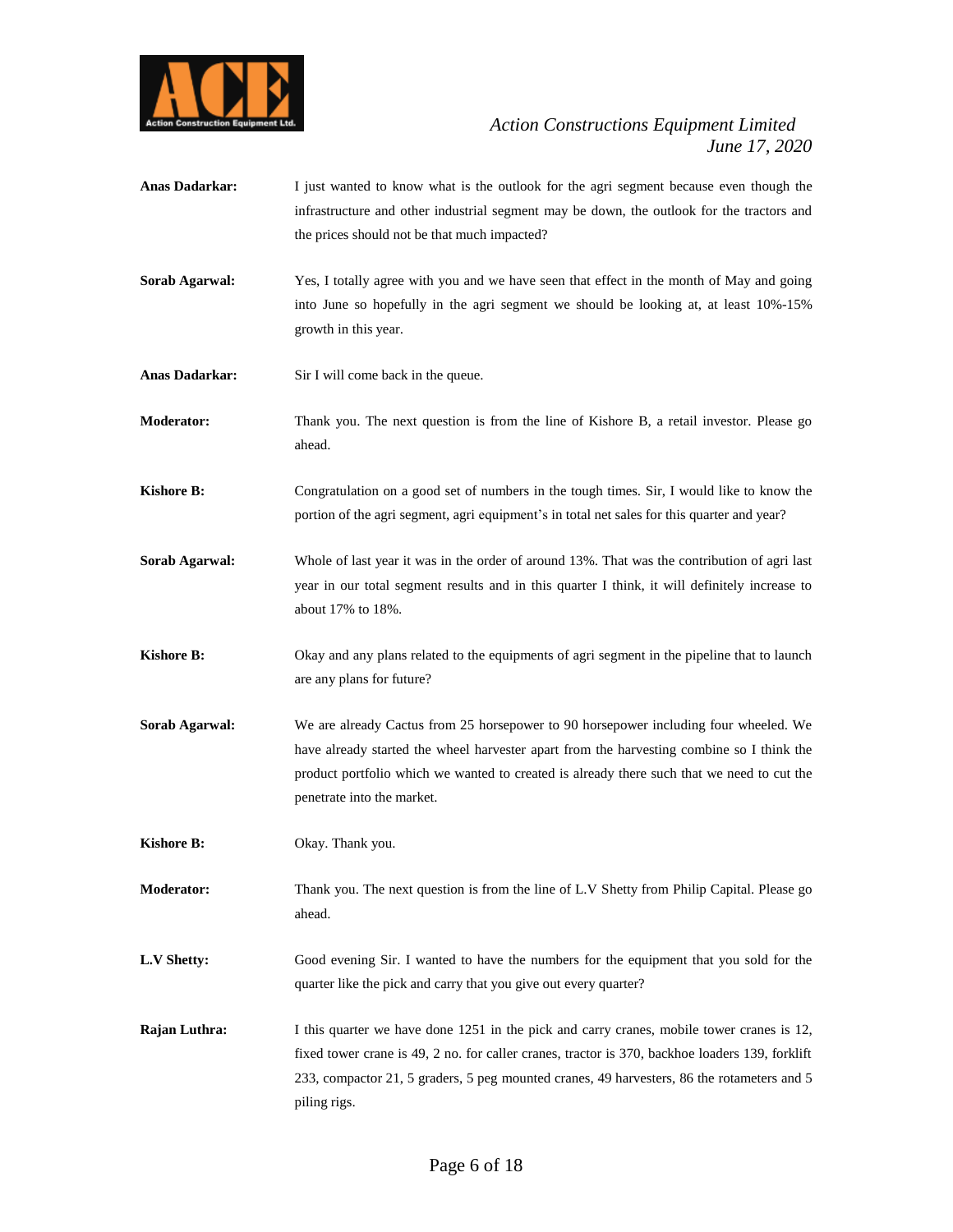**Anas Dadarkar:** I just wanted to know what is the outlook for the agri segment because even though the infrastructure and other industrial segment may be down, the outlook for the tractors and the prices should not be that much impacted?

**Sorab Agarwal:** Yes, I totally agree with you and we have seen that effect in the month of May and going into June so hopefully in the agri segment we should be looking at, at least 10%-15% growth in this year.

**Anas Dadarkar:** Sir I will come back in the queue.

**Moderator:** Thank you. The next question is from the line of Kishore B, a retail investor. Please go ahead.

**Kishore B:** Congratulation on a good set of numbers in the tough times. Sir, I would like to know the portion of the agri segment, agri equipment's in total net sales for this quarter and year?

**Sorab Agarwal:** Whole of last year it was in the order of around 13%. That was the contribution of agri last year in our total segment results and in this quarter I think, it will definitely increase to about 17% to 18%.

**Kishore B:** Okay and any plans related to the equipments of agri segment in the pipeline that to launch are any plans for future?

**Sorab Agarwal:** We are already Cactus from 25 horsepower to 90 horsepower including four wheeled. We have already started the wheel harvester apart from the harvesting combine so I think the product portfolio which we wanted to created is already there such that we need to cut the penetrate into the market.

**Kishore B:** Okay. Thank you.

**Moderator:** Thank you. The next question is from the line of L.V Shetty from Philip Capital. Please go ahead.

**L.V Shetty:** Good evening Sir. I wanted to have the numbers for the equipment that you sold for the quarter like the pick and carry that you give out every quarter?

**Rajan Luthra:** I this quarter we have done 1251 in the pick and carry cranes, mobile tower cranes is 12, fixed tower crane is 49, 2 no. for caller cranes, tractor is 370, backhoe loaders 139, forklift 233, compactor 21, 5 graders, 5 peg mounted cranes, 49 harvesters, 86 the rotameters and 5 piling rigs.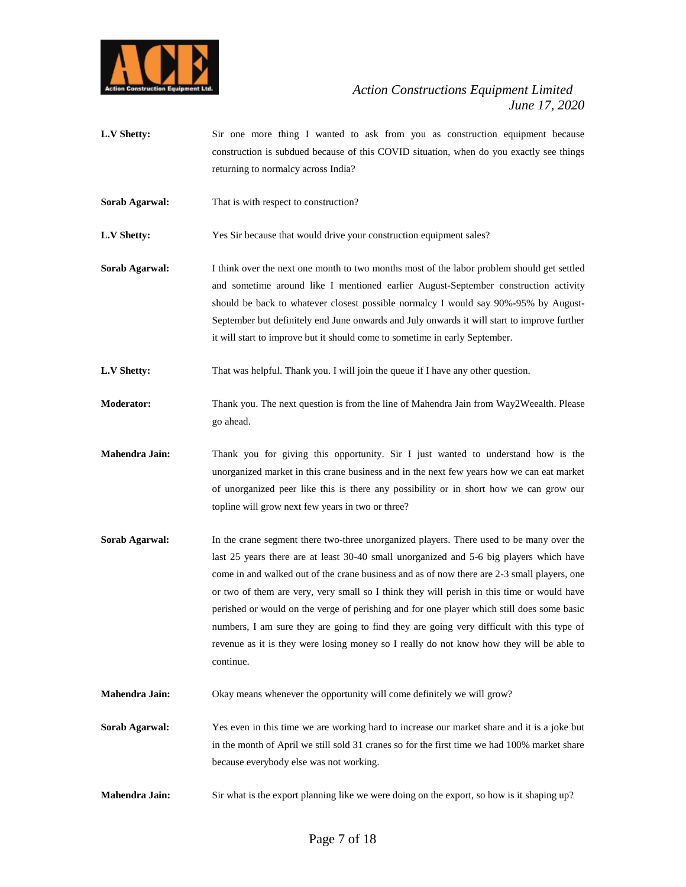**L.V Shetty:** Sir one more thing I wanted to ask from you as construction equipment because construction is subdued because of this COVID situation, when do you exactly see things returning to normalcy across India?

**Sorab Agarwal:** That is with respect to construction?

**L.V Shetty:** Yes Sir because that would drive your construction equipment sales?

**Sorab Agarwal:** I think over the next one month to two months most of the labor problem should get settled and sometime around like I mentioned earlier August-September construction activity should be back to whatever closest possible normalcy I would say 90%-95% by August-September but definitely end June onwards and July onwards it will start to improve further it will start to improve but it should come to sometime in early September.

**L.V Shetty:** That was helpful. Thank you. I will join the queue if I have any other question.

**Moderator:** Thank you. The next question is from the line of Mahendra Jain from Way2Weealth. Please go ahead.

**Mahendra Jain:** Thank you for giving this opportunity. Sir I just wanted to understand how is the unorganized market in this crane business and in the next few years how we can eat market of unorganized peer like this is there any possibility or in short how we can grow our topline will grow next few years in two or three?

**Sorab Agarwal:** In the crane segment there two-three unorganized players. There used to be many over the last 25 years there are at least 30-40 small unorganized and 5-6 big players which have come in and walked out of the crane business and as of now there are 2-3 small players, one or two of them are very, very small so I think they will perish in this time or would have perished or would on the verge of perishing and for one player which still does some basic numbers, I am sure they are going to find they are going very difficult with this type of revenue as it is they were losing money so I really do not know how they will be able to continue.

**Mahendra Jain:** Okay means whenever the opportunity will come definitely we will grow?

**Sorab Agarwal:** Yes even in this time we are working hard to increase our market share and it is a joke but in the month of April we still sold 31 cranes so for the first time we had 100% market share because everybody else was not working.

**Mahendra Jain:** Sir what is the export planning like we were doing on the export, so how is it shaping up?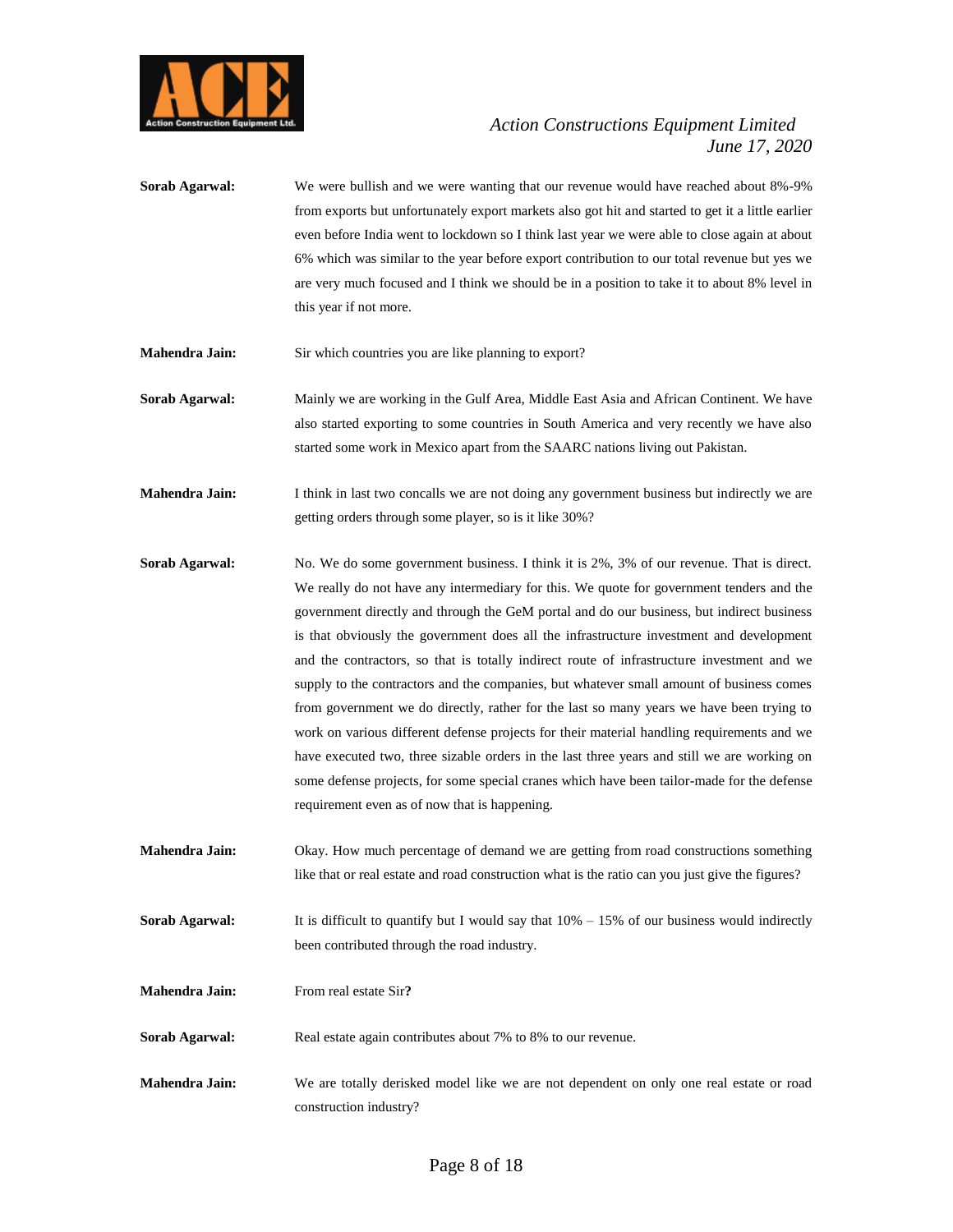**Sorab Agarwal:** We were bullish and we were wanting that our revenue would have reached about 8%-9% from exports but unfortunately export markets also got hit and started to get it a little earlier even before India went to lockdown so I think last year we were able to close again at about 6% which was similar to the year before export contribution to our total revenue but yes we are very much focused and I think we should be in a position to take it to about 8% level in this year if not more.

**Mahendra Jain:** Sir which countries you are like planning to export?

**Sorab Agarwal:** Mainly we are working in the Gulf Area, Middle East Asia and African Continent. We have also started exporting to some countries in South America and very recently we have also started some work in Mexico apart from the SAARC nations living out Pakistan.

**Mahendra Jain:** I think in last two concalls we are not doing any government business but indirectly we are getting orders through some player, so is it like 30%?

**Sorab Agarwal:** No. We do some government business. I think it is 2%, 3% of our revenue. That is direct. We really do not have any intermediary for this. We quote for government tenders and the government directly and through the GeM portal and do our business, but indirect business is that obviously the government does all the infrastructure investment and development and the contractors, so that is totally indirect route of infrastructure investment and we supply to the contractors and the companies, but whatever small amount of business comes from government we do directly, rather for the last so many years we have been trying to work on various different defense projects for their material handling requirements and we have executed two, three sizable orders in the last three years and still we are working on some defense projects, for some special cranes which have been tailor-made for the defense requirement even as of now that is happening.

**Mahendra Jain:** Okay. How much percentage of demand we are getting from road constructions something like that or real estate and road construction what is the ratio can you just give the figures?

**Sorab Agarwal:** It is difficult to quantify but I would say that 10% – 15% of our business would indirectly been contributed through the road industry.

**Mahendra Jain:** From real estate Sir**?**

**Sorab Agarwal:** Real estate again contributes about 7% to 8% to our revenue.

**Mahendra Jain:** We are totally derisked model like we are not dependent on only one real estate or road construction industry?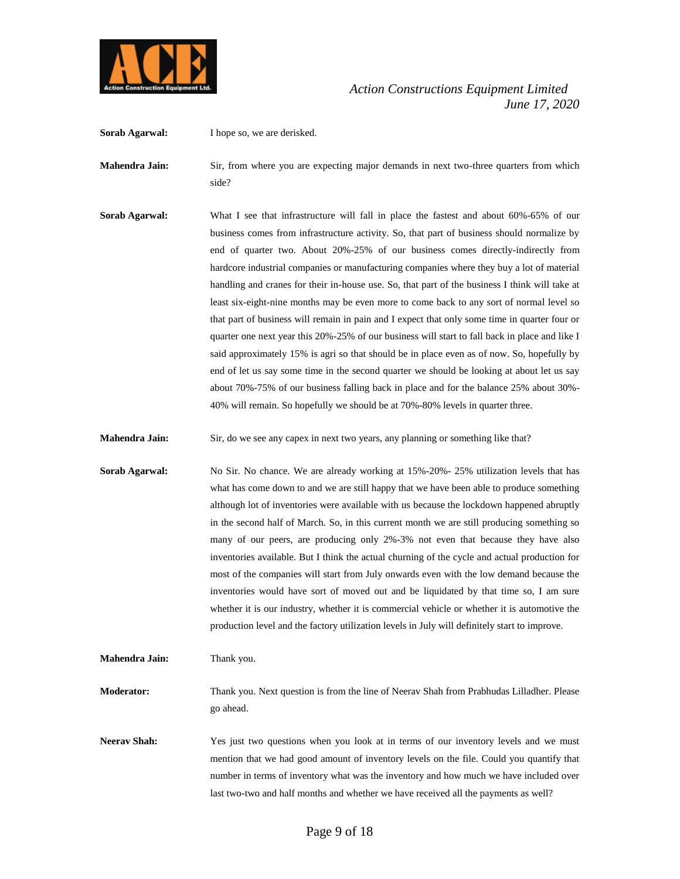**Sorab Agarwal:** I hope so, we are derisked.

**Mahendra Jain:** Sir, from where you are expecting major demands in next two-three quarters from which side?

**Sorab Agarwal:** What I see that infrastructure will fall in place the fastest and about 60%-65% of our business comes from infrastructure activity. So, that part of business should normalize by end of quarter two. About 20%-25% of our business comes directly-indirectly from hardcore industrial companies or manufacturing companies where they buy a lot of material handling and cranes for their in-house use. So, that part of the business I think will take at least six-eight-nine months may be even more to come back to any sort of normal level so that part of business will remain in pain and I expect that only some time in quarter four or quarter one next year this 20%-25% of our business will start to fall back in place and like I said approximately 15% is agri so that should be in place even as of now. So, hopefully by end of let us say some time in the second quarter we should be looking at about let us say about 70%-75% of our business falling back in place and for the balance 25% about 30%-40% will remain. So hopefully we should be at 70%-80% levels in quarter three.

**Mahendra Jain:** Sir, do we see any capex in next two years, any planning or something like that?

**Sorab Agarwal:** No Sir. No chance. We are already working at 15%-20%- 25% utilization levels that has what has come down to and we are still happy that we have been able to produce something although lot of inventories were available with us because the lockdown happened abruptly in the second half of March. So, in this current month we are still producing something so many of our peers, are producing only 2%-3% not even that because they have also inventories available. But I think the actual churning of the cycle and actual production for most of the companies will start from July onwards even with the low demand because the inventories would have sort of moved out and be liquidated by that time so, I am sure whether it is our industry, whether it is commercial vehicle or whether it is automotive the production level and the factory utilization levels in July will definitely start to improve.

**Mahendra Jain:** Thank you.

**Moderator:** Thank you. Next question is from the line of Neerav Shah from Prabhudas Lilladher. Please go ahead.

**Neerav Shah:** Yes just two questions when you look at in terms of our inventory levels and we must mention that we had good amount of inventory levels on the file. Could you quantify that number in terms of inventory what was the inventory and how much we have included over last two-two and half months and whether we have received all the payments as well?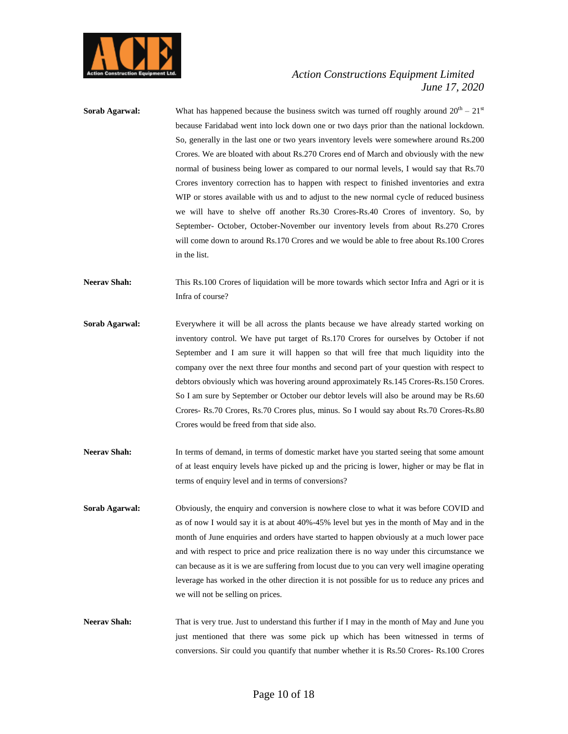**Sorab Agarwal:** What has happened because the business switch was turned off roughly around 20th – 21st because Faridabad went into lock down one or two days prior than the national lockdown. So, generally in the last one or two years inventory levels were somewhere around Rs.200 Crores. We are bloated with about Rs.270 Crores end of March and obviously with the new normal of business being lower as compared to our normal levels, I would say that Rs.70 Crores inventory correction has to happen with respect to finished inventories and extra WIP or stores available with us and to adjust to the new normal cycle of reduced business we will have to shelve off another Rs.30 Crores-Rs.40 Crores of inventory. So, by September- October, October-November our inventory levels from about Rs.270 Crores will come down to around Rs.170 Crores and we would be able to free about Rs.100 Crores in the list.

**Neerav Shah:** This Rs.100 Crores of liquidation will be more towards which sector Infra and Agri or it is Infra of course?

**Sorab Agarwal:** Everywhere it will be all across the plants because we have already started working on inventory control. We have put target of Rs.170 Crores for ourselves by October if not September and I am sure it will happen so that will free that much liquidity into the company over the next three four months and second part of your question with respect to debtors obviously which was hovering around approximately Rs.145 Crores-Rs.150 Crores. So I am sure by September or October our debtor levels will also be around may be Rs.60 Crores- Rs.70 Crores, Rs.70 Crores plus, minus. So I would say about Rs.70 Crores-Rs.80 Crores would be freed from that side also.

**Neerav Shah:** In terms of demand, in terms of domestic market have you started seeing that some amount of at least enquiry levels have picked up and the pricing is lower, higher or may be flat in terms of enquiry level and in terms of conversions?

**Sorab Agarwal:** Obviously, the enquiry and conversion is nowhere close to what it was before COVID and as of now I would say it is at about 40%-45% level but yes in the month of May and in the month of June enquiries and orders have started to happen obviously at a much lower pace and with respect to price and price realization there is no way under this circumstance we can because as it is we are suffering from locust due to you can very well imagine operating leverage has worked in the other direction it is not possible for us to reduce any prices and we will not be selling on prices.

**Neerav Shah:** That is very true. Just to understand this further if I may in the month of May and June you just mentioned that there was some pick up which has been witnessed in terms of conversions. Sir could you quantify that number whether it is Rs.50 Crores- Rs.100 Crores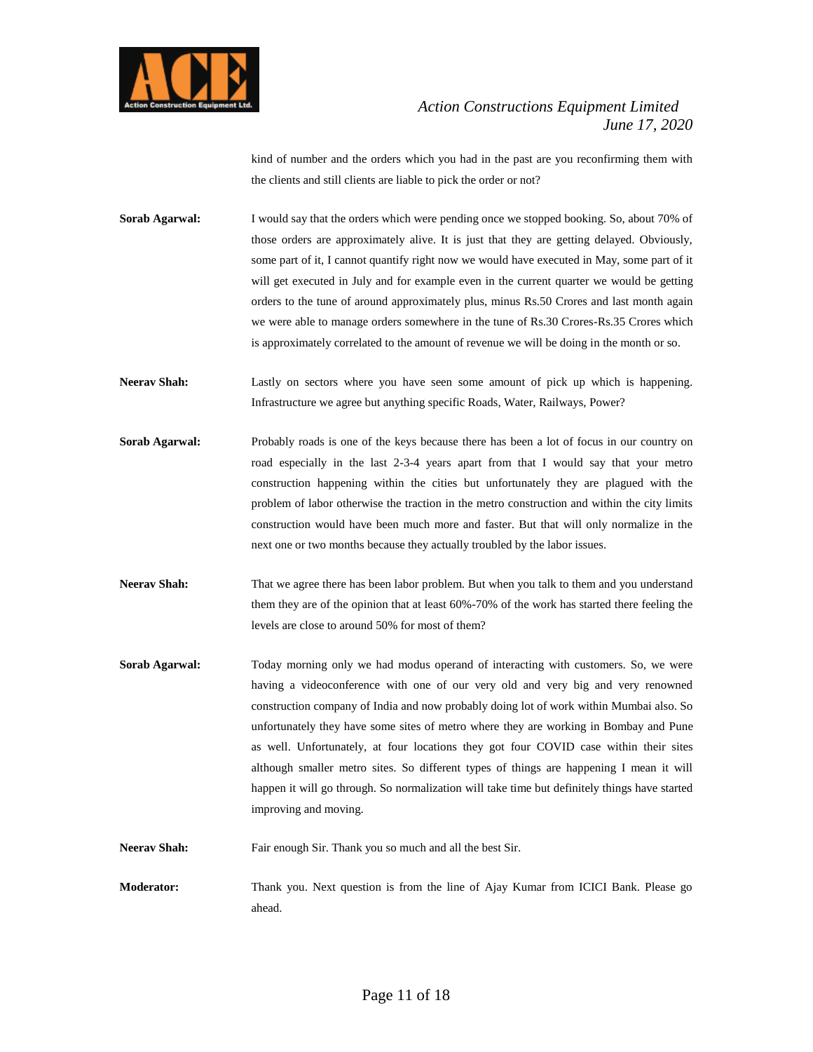kind of number and the orders which you had in the past are you reconfirming them with the clients and still clients are liable to pick the order or not?

**Sorab Agarwal:** I would say that the orders which were pending once we stopped booking. So, about 70% of those orders are approximately alive. It is just that they are getting delayed. Obviously, some part of it, I cannot quantify right now we would have executed in May, some part of it will get executed in July and for example even in the current quarter we would be getting orders to the tune of around approximately plus, minus Rs.50 Crores and last month again we were able to manage orders somewhere in the tune of Rs.30 Crores-Rs.35 Crores which is approximately correlated to the amount of revenue we will be doing in the month or so.

**Neerav Shah:** Lastly on sectors where you have seen some amount of pick up which is happening. Infrastructure we agree but anything specific Roads, Water, Railways, Power?

**Sorab Agarwal:** Probably roads is one of the keys because there has been a lot of focus in our country on road especially in the last 2-3-4 years apart from that I would say that your metro construction happening within the cities but unfortunately they are plagued with the problem of labor otherwise the traction in the metro construction and within the city limits construction would have been much more and faster. But that will only normalize in the next one or two months because they actually troubled by the labor issues.

**Neerav Shah:** That we agree there has been labor problem. But when you talk to them and you understand them they are of the opinion that at least 60%-70% of the work has started there feeling the levels are close to around 50% for most of them?

**Sorab Agarwal:** Today morning only we had modus operand of interacting with customers. So, we were having a videoconference with one of our very old and very big and very renowned construction company of India and now probably doing lot of work within Mumbai also. So unfortunately they have some sites of metro where they are working in Bombay and Pune as well. Unfortunately, at four locations they got four COVID case within their sites although smaller metro sites. So different types of things are happening I mean it will happen it will go through. So normalization will take time but definitely things have started improving and moving.

**Neerav Shah:** Fair enough Sir. Thank you so much and all the best Sir.

**Moderator:** Thank you. Next question is from the line of Ajay Kumar from ICICI Bank. Please go ahead.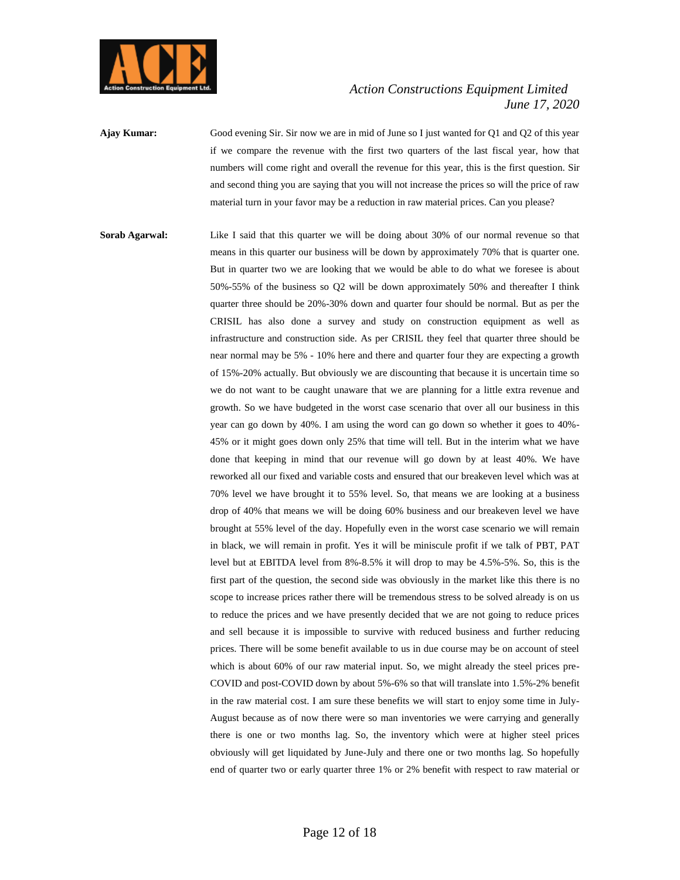**Ajay Kumar:** Good evening Sir. Sir now we are in mid of June so I just wanted for Q1 and Q2 of this year if we compare the revenue with the first two quarters of the last fiscal year, how that numbers will come right and overall the revenue for this year, this is the first question. Sir and second thing you are saying that you will not increase the prices so will the price of raw material turn in your favor may be a reduction in raw material prices. Can you please?

**Sorab Agarwal:** Like I said that this quarter we will be doing about 30% of our normal revenue so that means in this quarter our business will be down by approximately 70% that is quarter one. But in quarter two we are looking that we would be able to do what we foresee is about 50%-55% of the business so Q2 will be down approximately 50% and thereafter I think quarter three should be 20%-30% down and quarter four should be normal. But as per the CRISIL has also done a survey and study on construction equipment as well as infrastructure and construction side. As per CRISIL they feel that quarter three should be near normal may be 5% - 10% here and there and quarter four they are expecting a growth of 15%-20% actually. But obviously we are discounting that because it is uncertain time so we do not want to be caught unaware that we are planning for a little extra revenue and growth. So we have budgeted in the worst case scenario that over all our business in this year can go down by 40%. I am using the word can go down so whether it goes to 40%-45% or it might goes down only 25% that time will tell. But in the interim what we have done that keeping in mind that our revenue will go down by at least 40%. We have reworked all our fixed and variable costs and ensured that our breakeven level which was at 70% level we have brought it to 55% level. So, that means we are looking at a business drop of 40% that means we will be doing 60% business and our breakeven level we have brought at 55% level of the day. Hopefully even in the worst case scenario we will remain in black, we will remain in profit. Yes it will be miniscule profit if we talk of PBT, PAT level but at EBITDA level from 8%-8.5% it will drop to may be 4.5%-5%. So, this is the first part of the question, the second side was obviously in the market like this there is no scope to increase prices rather there will be tremendous stress to be solved already is on us to reduce the prices and we have presently decided that we are not going to reduce prices and sell because it is impossible to survive with reduced business and further reducing prices. There will be some benefit available to us in due course may be on account of steel which is about 60% of our raw material input. So, we might already the steel prices pre-COVID and post-COVID down by about 5%-6% so that will translate into 1.5%-2% benefit in the raw material cost. I am sure these benefits we will start to enjoy some time in July-August because as of now there were so man inventories we were carrying and generally there is one or two months lag. So, the inventory which were at higher steel prices obviously will get liquidated by June-July and there one or two months lag. So hopefully end of quarter two or early quarter three 1% or 2% benefit with respect to raw material or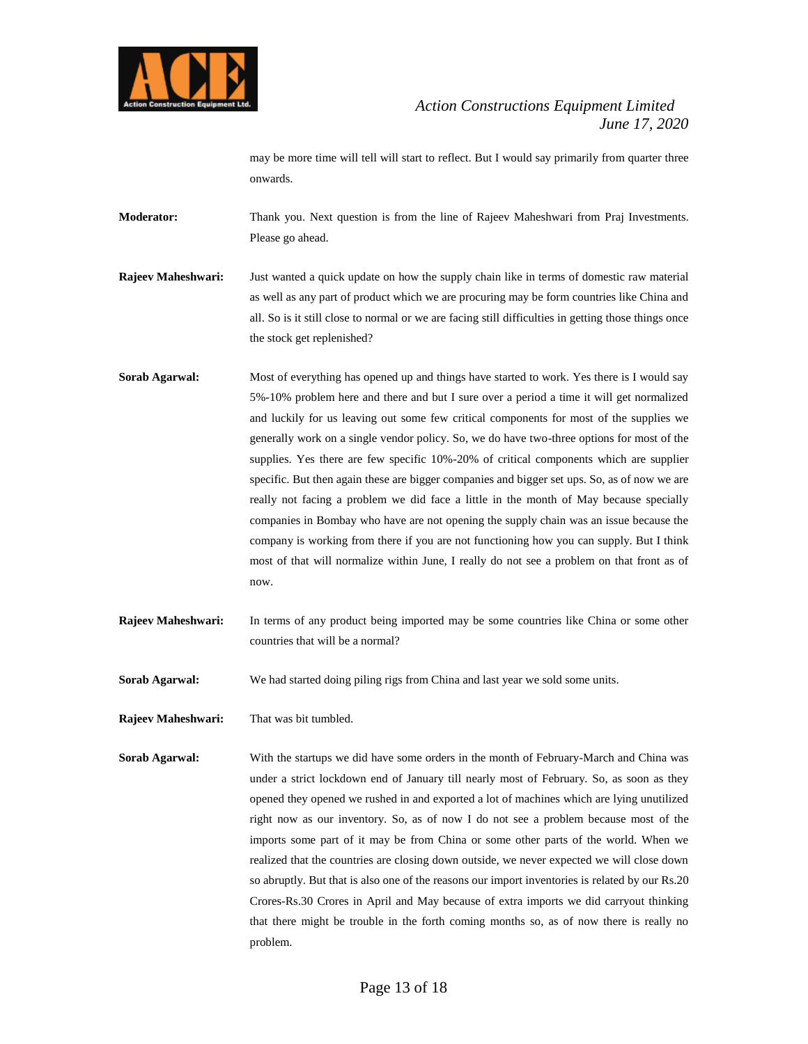may be more time will tell will start to reflect. But I would say primarily from quarter three onwards.

**Moderator:** Thank you. Next question is from the line of Rajeev Maheshwari from Praj Investments. Please go ahead.

**Rajeev Maheshwari:** Just wanted a quick update on how the supply chain like in terms of domestic raw material as well as any part of product which we are procuring may be form countries like China and all. So is it still close to normal or we are facing still difficulties in getting those things once the stock get replenished?

**Sorab Agarwal:** Most of everything has opened up and things have started to work. Yes there is I would say 5%-10% problem here and there and but I sure over a period a time it will get normalized and luckily for us leaving out some few critical components for most of the supplies we generally work on a single vendor policy. So, we do have two-three options for most of the supplies. Yes there are few specific 10%-20% of critical components which are supplier specific. But then again these are bigger companies and bigger set ups. So, as of now we are really not facing a problem we did face a little in the month of May because specially companies in Bombay who have are not opening the supply chain was an issue because the company is working from there if you are not functioning how you can supply. But I think most of that will normalize within June, I really do not see a problem on that front as of now.

**Rajeev Maheshwari:** In terms of any product being imported may be some countries like China or some other countries that will be a normal?

**Sorab Agarwal:** We had started doing piling rigs from China and last year we sold some units.

**Rajeev Maheshwari:** That was bit tumbled.

**Sorab Agarwal:** With the startups we did have some orders in the month of February-March and China was under a strict lockdown end of January till nearly most of February. So, as soon as they opened they opened we rushed in and exported a lot of machines which are lying unutilized right now as our inventory. So, as of now I do not see a problem because most of the imports some part of it may be from China or some other parts of the world. When we realized that the countries are closing down outside, we never expected we will close down so abruptly. But that is also one of the reasons our import inventories is related by our Rs.20 Crores-Rs.30 Crores in April and May because of extra imports we did carryout thinking that there might be trouble in the forth coming months so, as of now there is really no problem.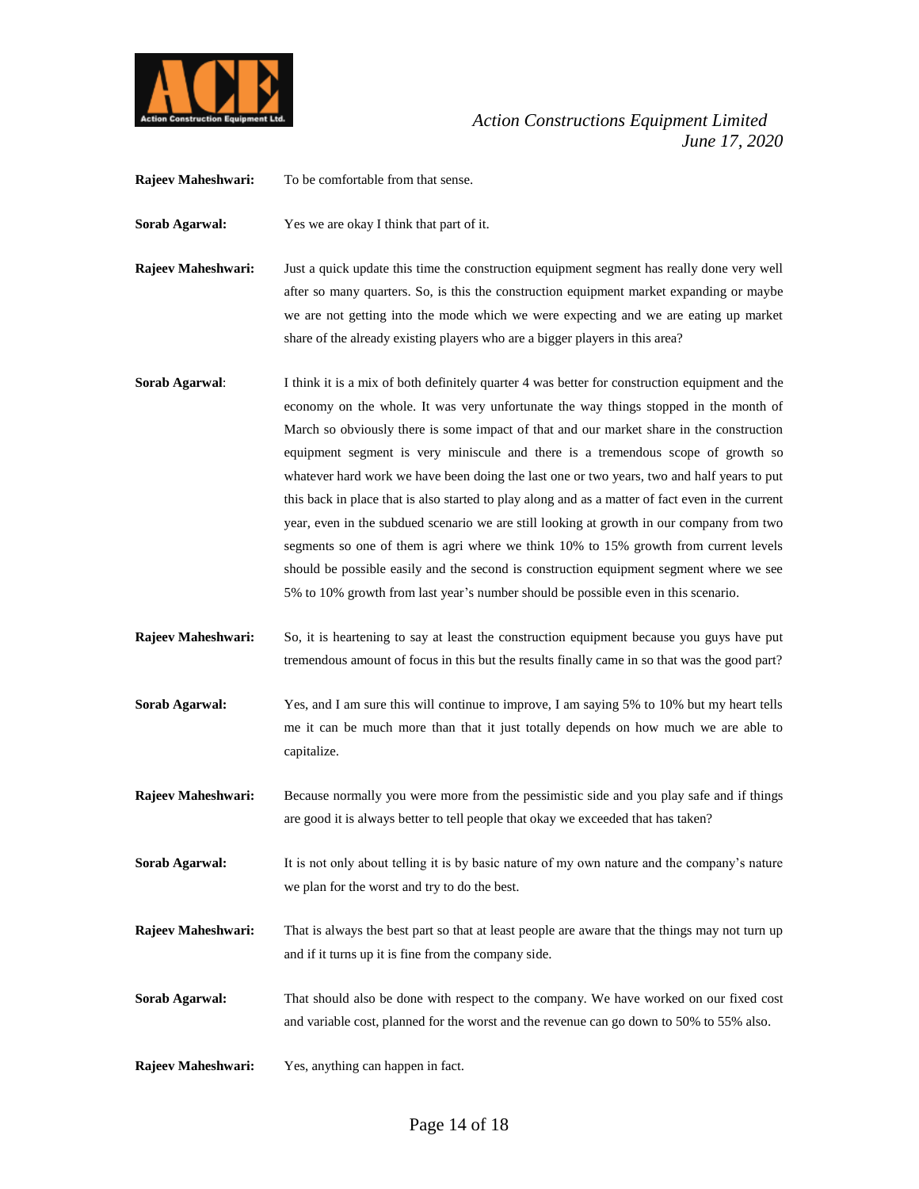**Rajeev Maheshwari:** To be comfortable from that sense.

**Sorab Agarwal:** Yes we are okay I think that part of it.

**Rajeev Maheshwari:** Just a quick update this time the construction equipment segment has really done very well after so many quarters. So, is this the construction equipment market expanding or maybe we are not getting into the mode which we were expecting and we are eating up market share of the already existing players who are a bigger players in this area?

**Sorab Agarwal**: I think it is a mix of both definitely quarter 4 was better for construction equipment and the economy on the whole. It was very unfortunate the way things stopped in the month of March so obviously there is some impact of that and our market share in the construction equipment segment is very miniscule and there is a tremendous scope of growth so whatever hard work we have been doing the last one or two years, two and half years to put this back in place that is also started to play along and as a matter of fact even in the current year, even in the subdued scenario we are still looking at growth in our company from two segments so one of them is agri where we think 10% to 15% growth from current levels should be possible easily and the second is construction equipment segment where we see 5% to 10% growth from last year's number should be possible even in this scenario.

**Rajeev Maheshwari:** So, it is heartening to say at least the construction equipment because you guys have put tremendous amount of focus in this but the results finally came in so that was the good part?

**Sorab Agarwal:** Yes, and I am sure this will continue to improve, I am saying 5% to 10% but my heart tells me it can be much more than that it just totally depends on how much we are able to capitalize.

**Rajeev Maheshwari:** Because normally you were more from the pessimistic side and you play safe and if things are good it is always better to tell people that okay we exceeded that has taken?

**Sorab Agarwal:** It is not only about telling it is by basic nature of my own nature and the company's nature we plan for the worst and try to do the best.

**Rajeev Maheshwari:** That is always the best part so that at least people are aware that the things may not turn up and if it turns up it is fine from the company side.

**Sorab Agarwal:** That should also be done with respect to the company. We have worked on our fixed cost and variable cost, planned for the worst and the revenue can go down to 50% to 55% also.

**Rajeev Maheshwari:** Yes, anything can happen in fact.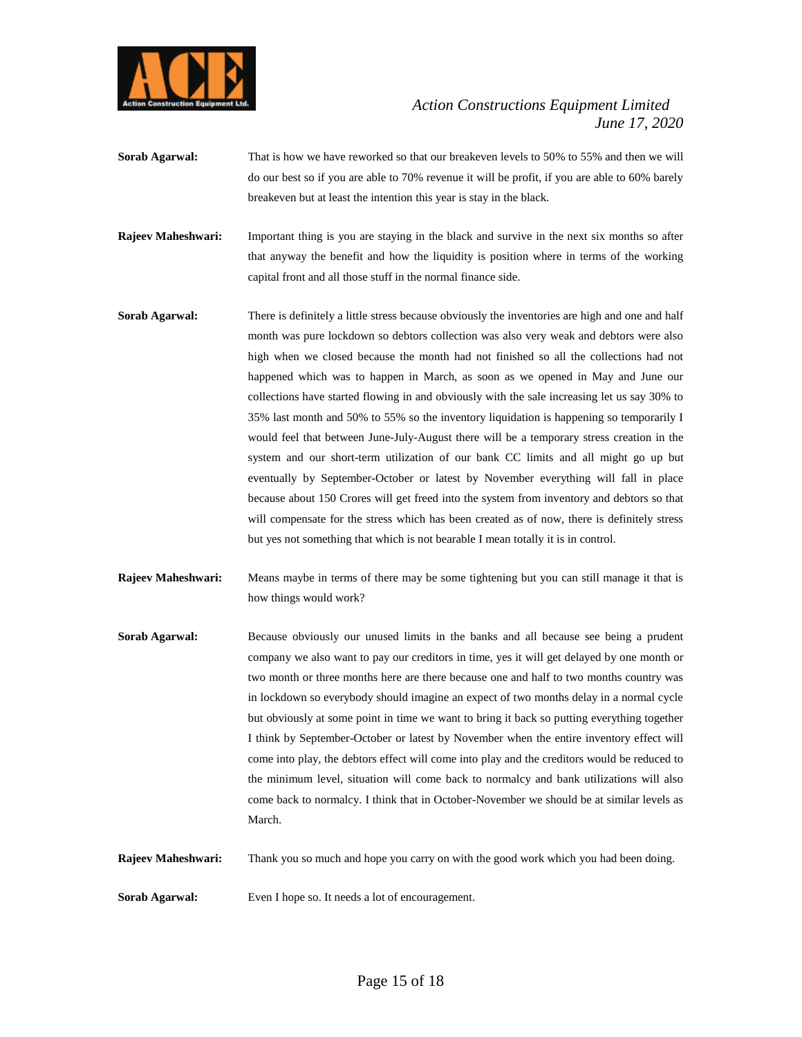**Sorab Agarwal:** That is how we have reworked so that our breakeven levels to 50% to 55% and then we will do our best so if you are able to 70% revenue it will be profit, if you are able to 60% barely breakeven but at least the intention this year is stay in the black.

**Rajeev Maheshwari:** Important thing is you are staying in the black and survive in the next six months so after that anyway the benefit and how the liquidity is position where in terms of the working capital front and all those stuff in the normal finance side.

**Sorab Agarwal:** There is definitely a little stress because obviously the inventories are high and one and half month was pure lockdown so debtors collection was also very weak and debtors were also high when we closed because the month had not finished so all the collections had not happened which was to happen in March, as soon as we opened in May and June our collections have started flowing in and obviously with the sale increasing let us say 30% to 35% last month and 50% to 55% so the inventory liquidation is happening so temporarily I would feel that between June-July-August there will be a temporary stress creation in the system and our short-term utilization of our bank CC limits and all might go up but eventually by September-October or latest by November everything will fall in place because about 150 Crores will get freed into the system from inventory and debtors so that will compensate for the stress which has been created as of now, there is definitely stress but yes not something that which is not bearable I mean totally it is in control.

**Rajeev Maheshwari:** Means maybe in terms of there may be some tightening but you can still manage it that is how things would work?

**Sorab Agarwal:** Because obviously our unused limits in the banks and all because see being a prudent company we also want to pay our creditors in time, yes it will get delayed by one month or two month or three months here are there because one and half to two months country was in lockdown so everybody should imagine an expect of two months delay in a normal cycle but obviously at some point in time we want to bring it back so putting everything together I think by September-October or latest by November when the entire inventory effect will come into play, the debtors effect will come into play and the creditors would be reduced to the minimum level, situation will come back to normalcy and bank utilizations will also come back to normalcy. I think that in October-November we should be at similar levels as March.

**Rajeev Maheshwari:** Thank you so much and hope you carry on with the good work which you had been doing.

**Sorab Agarwal:** Even I hope so. It needs a lot of encouragement.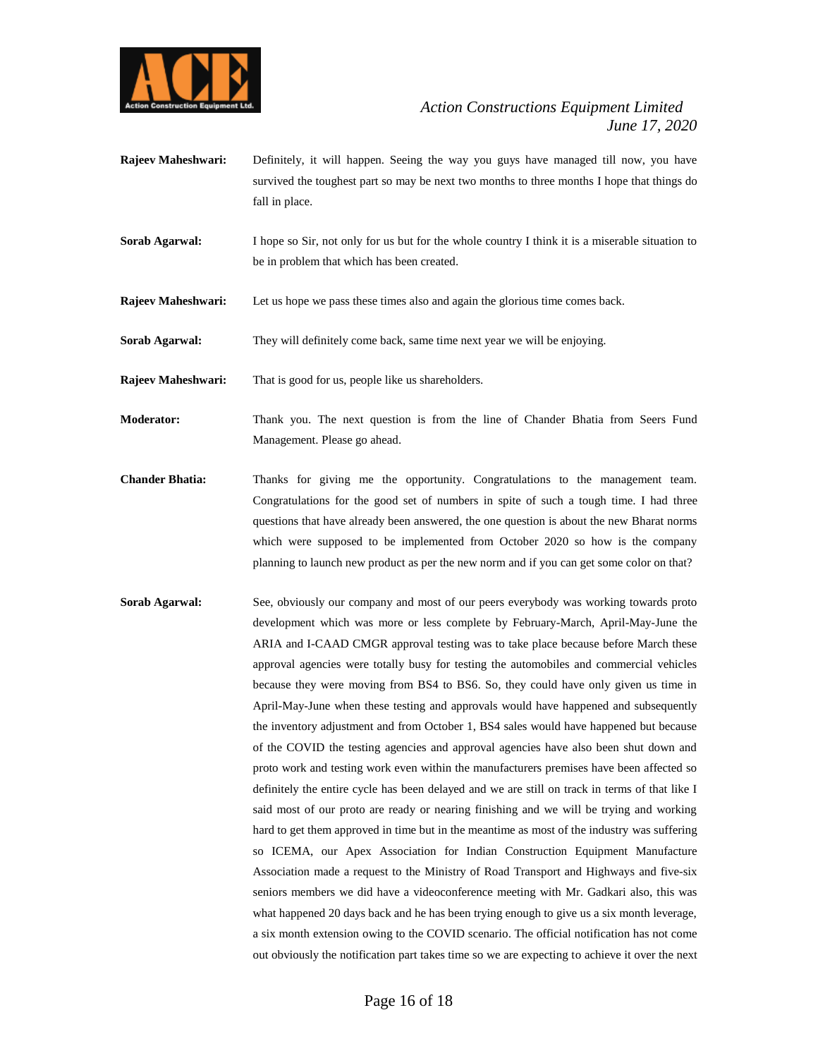**Rajeev Maheshwari:** Definitely, it will happen. Seeing the way you guys have managed till now, you have survived the toughest part so may be next two months to three months I hope that things do fall in place.

**Sorab Agarwal:** I hope so Sir, not only for us but for the whole country I think it is a miserable situation to be in problem that which has been created.

**Rajeev Maheshwari:** Let us hope we pass these times also and again the glorious time comes back.

**Sorab Agarwal:** They will definitely come back, same time next year we will be enjoying.

**Rajeev Maheshwari:** That is good for us, people like us shareholders.

**Moderator:** Thank you. The next question is from the line of Chander Bhatia from Seers Fund Management. Please go ahead.

**Chander Bhatia:** Thanks for giving me the opportunity. Congratulations to the management team. Congratulations for the good set of numbers in spite of such a tough time. I had three questions that have already been answered, the one question is about the new Bharat norms which were supposed to be implemented from October 2020 so how is the company planning to launch new product as per the new norm and if you can get some color on that?

**Sorab Agarwal:** See, obviously our company and most of our peers everybody was working towards proto development which was more or less complete by February-March, April-May-June the ARIA and I-CAAD CMGR approval testing was to take place because before March these approval agencies were totally busy for testing the automobiles and commercial vehicles because they were moving from BS4 to BS6. So, they could have only given us time in April-May-June when these testing and approvals would have happened and subsequently the inventory adjustment and from October 1, BS4 sales would have happened but because of the COVID the testing agencies and approval agencies have also been shut down and proto work and testing work even within the manufacturers premises have been affected so definitely the entire cycle has been delayed and we are still on track in terms of that like I said most of our proto are ready or nearing finishing and we will be trying and working hard to get them approved in time but in the meantime as most of the industry was suffering so ICEMA, our Apex Association for Indian Construction Equipment Manufacture Association made a request to the Ministry of Road Transport and Highways and five-six seniors members we did have a videoconference meeting with Mr. Gadkari also, this was what happened 20 days back and he has been trying enough to give us a six month leverage, a six month extension owing to the COVID scenario. The official notification has not come out obviously the notification part takes time so we are expecting to achieve it over the next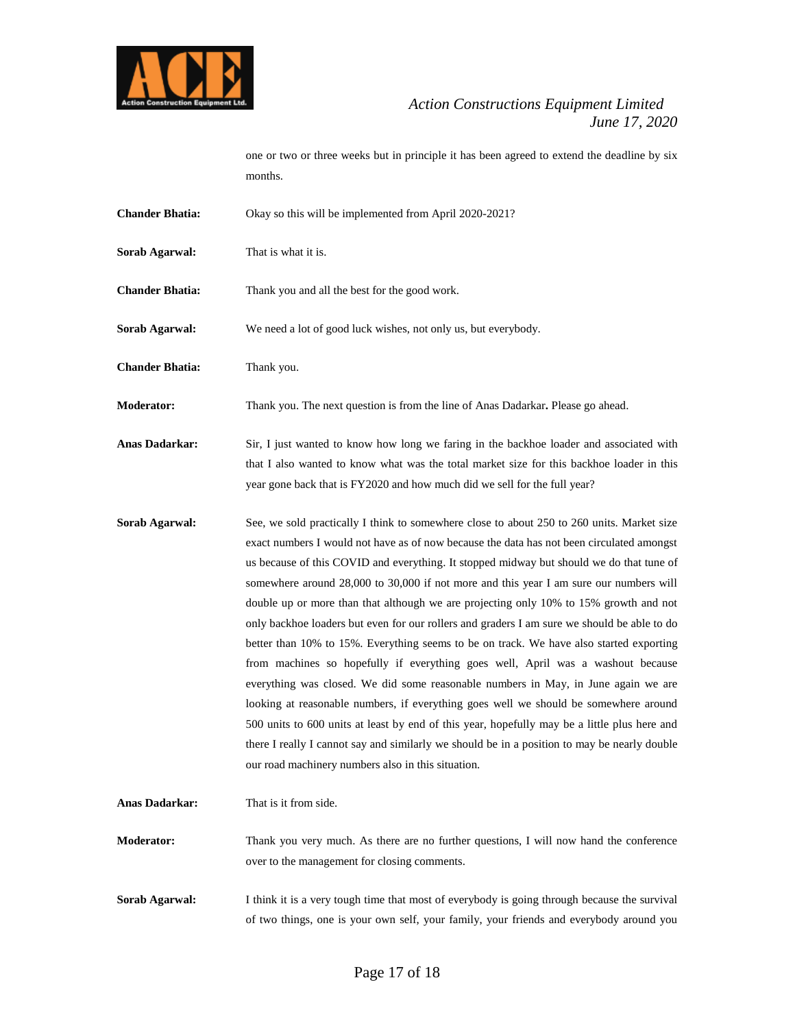one or two or three weeks but in principle it has been agreed to extend the deadline by six months.

**Chander Bhatia:** Okay so this will be implemented from April 2020-2021?

**Sorab Agarwal:** That is what it is.

**Chander Bhatia:** Thank you and all the best for the good work.

**Sorab Agarwal:** We need a lot of good luck wishes, not only us, but everybody.

**Chander Bhatia:** Thank you.

**Moderator:** Thank you. The next question is from the line of Anas Dadarkar**.** Please go ahead.

**Anas Dadarkar:** Sir, I just wanted to know how long we faring in the backhoe loader and associated with that I also wanted to know what was the total market size for this backhoe loader in this year gone back that is FY2020 and how much did we sell for the full year?

**Sorab Agarwal:** See, we sold practically I think to somewhere close to about 250 to 260 units. Market size exact numbers I would not have as of now because the data has not been circulated amongst us because of this COVID and everything. It stopped midway but should we do that tune of somewhere around 28,000 to 30,000 if not more and this year I am sure our numbers will double up or more than that although we are projecting only 10% to 15% growth and not only backhoe loaders but even for our rollers and graders I am sure we should be able to do better than 10% to 15%. Everything seems to be on track. We have also started exporting from machines so hopefully if everything goes well, April was a washout because everything was closed. We did some reasonable numbers in May, in June again we are looking at reasonable numbers, if everything goes well we should be somewhere around 500 units to 600 units at least by end of this year, hopefully may be a little plus here and there I really I cannot say and similarly we should be in a position to may be nearly double our road machinery numbers also in this situation.

**Anas Dadarkar:** That is it from side.

**Moderator:** Thank you very much. As there are no further questions, I will now hand the conference over to the management for closing comments.

**Sorab Agarwal:** I think it is a very tough time that most of everybody is going through because the survival of two things, one is your own self, your family, your friends and everybody around you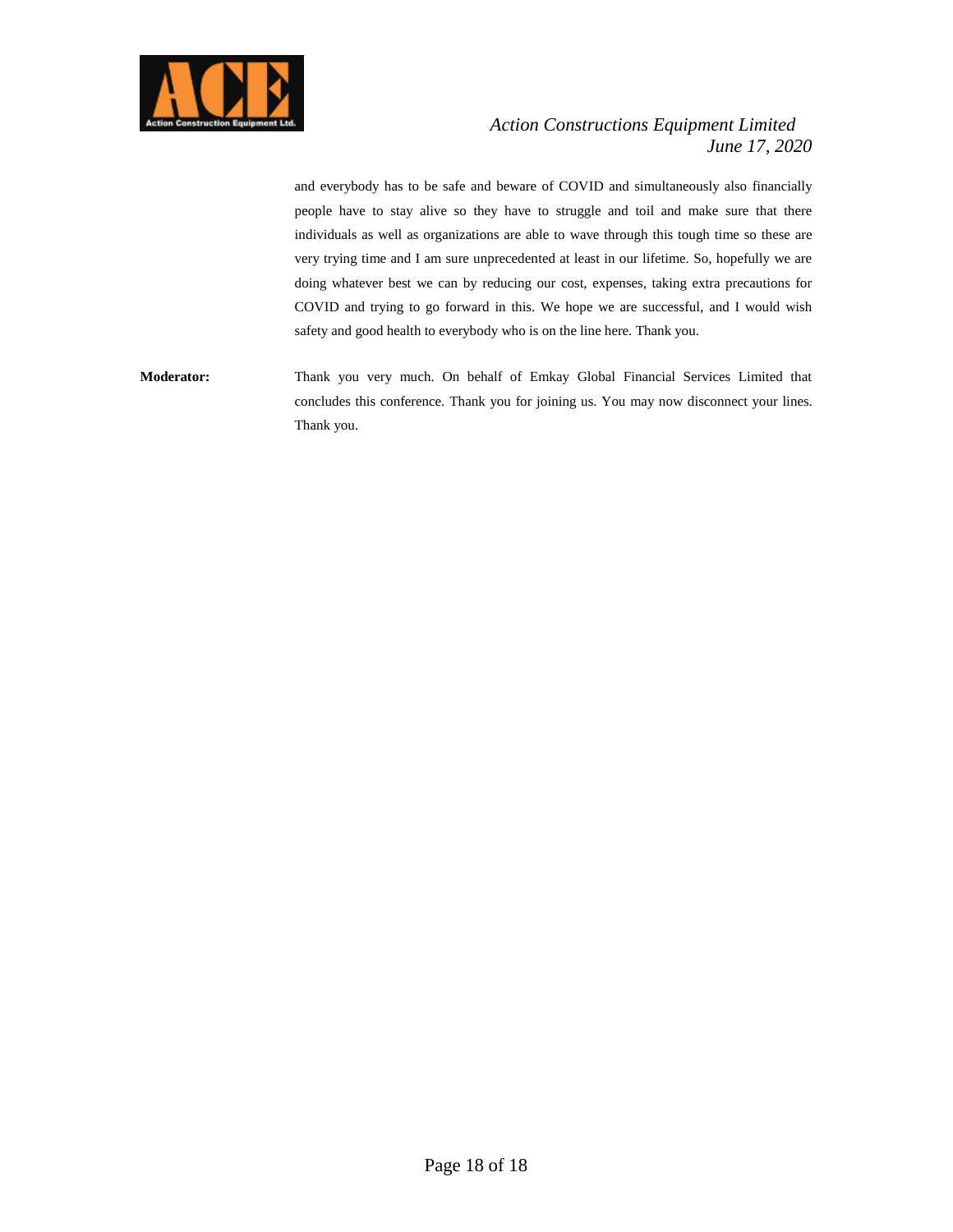and everybody has to be safe and beware of COVID and simultaneously also financially people have to stay alive so they have to struggle and toil and make sure that there individuals as well as organizations are able to wave through this tough time so these are very trying time and I am sure unprecedented at least in our lifetime. So, hopefully we are doing whatever best we can by reducing our cost, expenses, taking extra precautions for COVID and trying to go forward in this. We hope we are successful, and I would wish safety and good health to everybody who is on the line here. Thank you.

**Moderator:** Thank you very much. On behalf of Emkay Global Financial Services Limited that concludes this conference. Thank you for joining us. You may now disconnect your lines. Thank you.